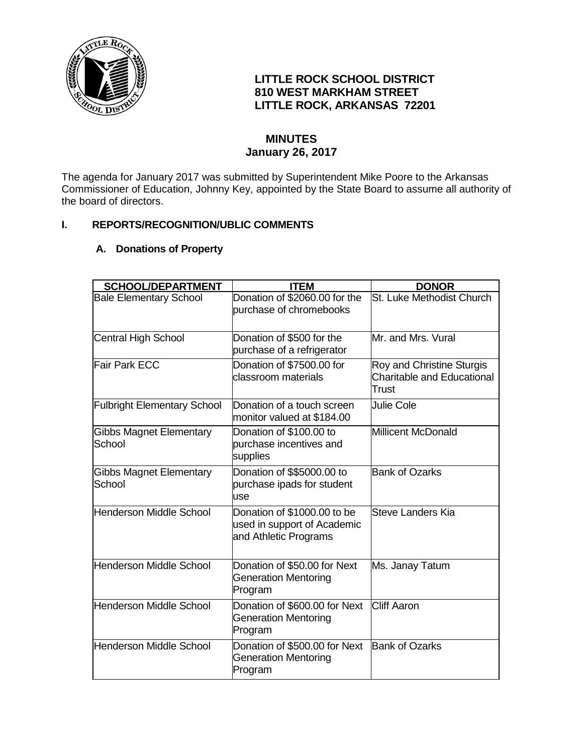**LITTLE ROCK SCHOOL DISTRICT**
**810 WEST MARKHAM STREET**
**LITTLE ROCK, ARKANSAS 72201**

**MINUTES**
**January 26, 2017**

The agenda for January 2017 was submitted by Superintendent Mike Poore to the Arkansas Commissioner of Education, Johnny Key, appointed by the State Board to assume all authority of the board of directors.

## I. REPORTS/RECOGNITION/UBLIC COMMENTS

### A. Donations of Property

| SCHOOL/DEPARTMENT | ITEM | DONOR |
|---|---|---|
| Bale Elementary School | Donation of $2060.00 for the purchase of chromebooks | St. Luke Methodist Church |
| Central High School | Donation of $500 for the purchase of a refrigerator | Mr. and Mrs. Vural |
| Fair Park ECC | Donation of $7500.00 for classroom materials | Roy and Christine Sturgis Charitable and Educational Trust |
| Fulbright Elementary School | Donation of a touch screen monitor valued at $184.00 | Julie Cole |
| Gibbs Magnet Elementary School | Donation of $100.00 to purchase incentives and supplies | Millicent McDonald |
| Gibbs Magnet Elementary School | Donation of $$5000.00 to purchase ipads for student use | Bank of Ozarks |
| Henderson Middle School | Donation of $1000.00 to be used in support of Academic and Athletic Programs | Steve Landers Kia |
| Henderson Middle School | Donation of $50.00 for Next Generation Mentoring Program | Ms. Janay Tatum |
| Henderson Middle School | Donation of $600.00 for Next Generation Mentoring Program | Cliff Aaron |
| Henderson Middle School | Donation of $500.00 for Next Generation Mentoring Program | Bank of Ozarks |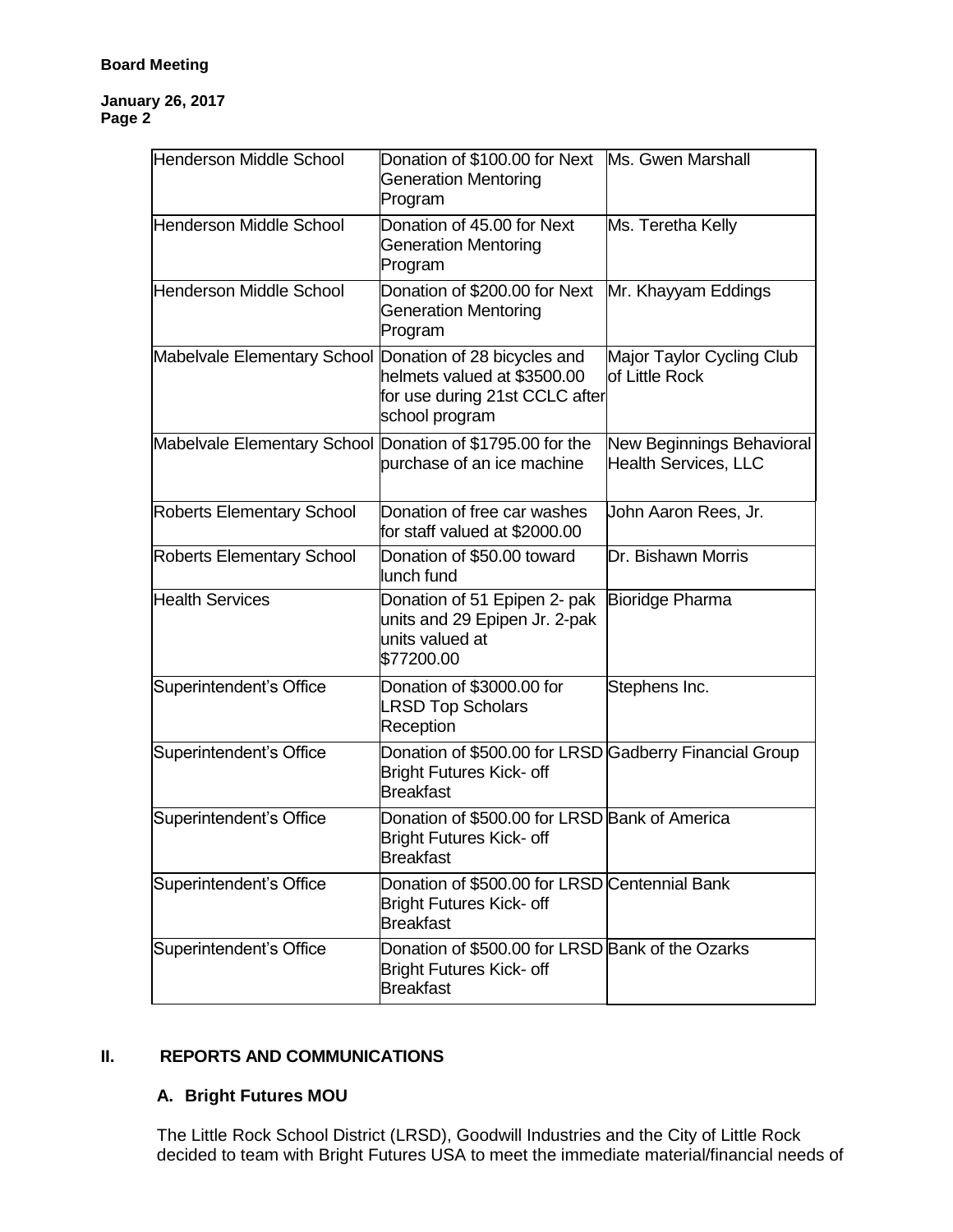| | | |
|---|---|---|
| Henderson Middle School | Donation of $100.00 for Next Generation Mentoring Program | Ms. Gwen Marshall |
| Henderson Middle School | Donation of 45.00 for Next Generation Mentoring Program | Ms. Teretha Kelly |
| Henderson Middle School | Donation of $200.00 for Next Generation Mentoring Program | Mr. Khayyam Eddings |
| Mabelvale Elementary School | Donation of 28 bicycles and helmets valued at $3500.00 for use during 21st CCLC after school program | Major Taylor Cycling Club of Little Rock |
| Mabelvale Elementary School | Donation of $1795.00 for the purchase of an ice machine | New Beginnings Behavioral Health Services, LLC |
| Roberts Elementary School | Donation of free car washes for staff valued at $2000.00 | John Aaron Rees, Jr. |
| Roberts Elementary School | Donation of $50.00 toward lunch fund | Dr. Bishawn Morris |
| Health Services | Donation of 51 Epipen 2- pak units and 29 Epipen Jr. 2-pak units valued at $77200.00 | Bioridge Pharma |
| Superintendent's Office | Donation of $3000.00 for LRSD Top Scholars Reception | Stephens Inc. |
| Superintendent's Office | Donation of $500.00 for LRSD Bright Futures Kick- off Breakfast | Gadberry Financial Group |
| Superintendent's Office | Donation of $500.00 for LRSD Bright Futures Kick- off Breakfast | Bank of America |
| Superintendent's Office | Donation of $500.00 for LRSD Bright Futures Kick- off Breakfast | Centennial Bank |
| Superintendent's Office | Donation of $500.00 for LRSD Bright Futures Kick- off Breakfast | Bank of the Ozarks |

## II. REPORTS AND COMMUNICATIONS

### A. Bright Futures MOU

The Little Rock School District (LRSD), Goodwill Industries and the City of Little Rock decided to team with Bright Futures USA to meet the immediate material/financial needs of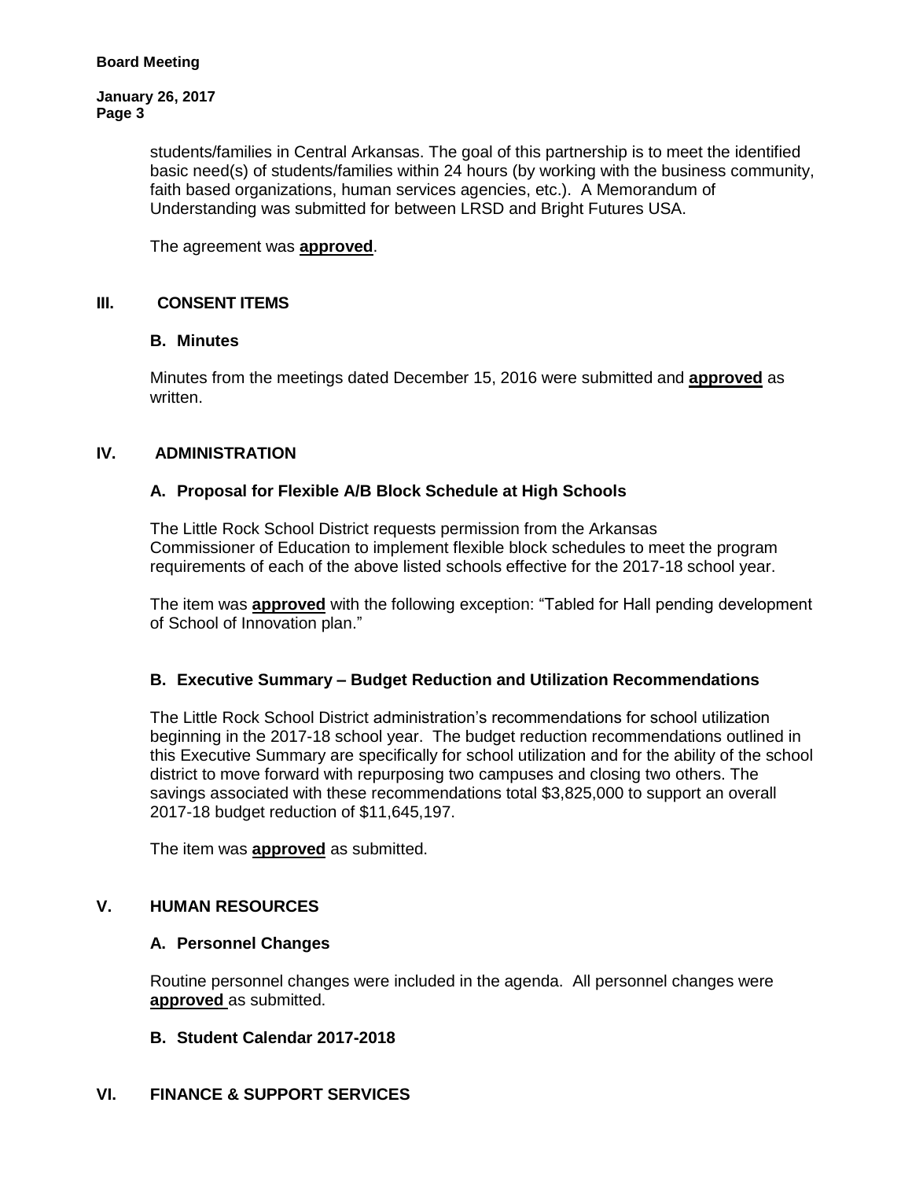students/families in Central Arkansas. The goal of this partnership is to meet the identified basic need(s) of students/families within 24 hours (by working with the business community, faith based organizations, human services agencies, etc.). A Memorandum of Understanding was submitted for between LRSD and Bright Futures USA.

The agreement was **approved**.

## III. CONSENT ITEMS

### B. Minutes

Minutes from the meetings dated December 15, 2016 were submitted and **approved** as written.

## IV. ADMINISTRATION

### A. Proposal for Flexible A/B Block Schedule at High Schools

The Little Rock School District requests permission from the Arkansas Commissioner of Education to implement flexible block schedules to meet the program requirements of each of the above listed schools effective for the 2017-18 school year.

The item was **approved** with the following exception: "Tabled for Hall pending development of School of Innovation plan."

### B. Executive Summary – Budget Reduction and Utilization Recommendations

The Little Rock School District administration's recommendations for school utilization beginning in the 2017-18 school year. The budget reduction recommendations outlined in this Executive Summary are specifically for school utilization and for the ability of the school district to move forward with repurposing two campuses and closing two others. The savings associated with these recommendations total $3,825,000 to support an overall 2017-18 budget reduction of $11,645,197.

The item was **approved** as submitted.

## V. HUMAN RESOURCES

### A. Personnel Changes

Routine personnel changes were included in the agenda. All personnel changes were **approved** as submitted.

### B. Student Calendar 2017-2018

## VI. FINANCE & SUPPORT SERVICES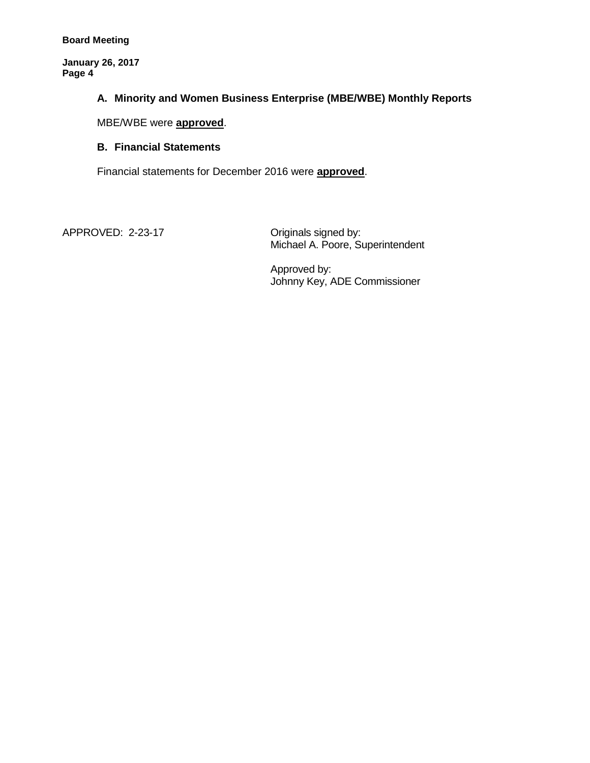### A. Minority and Women Business Enterprise (MBE/WBE) Monthly Reports

MBE/WBE were **approved**.

### B. Financial Statements

Financial statements for December 2016 were **approved**.

APPROVED: 2-23-17

Originals signed by:
Michael A. Poore, Superintendent

Approved by:
Johnny Key, ADE Commissioner